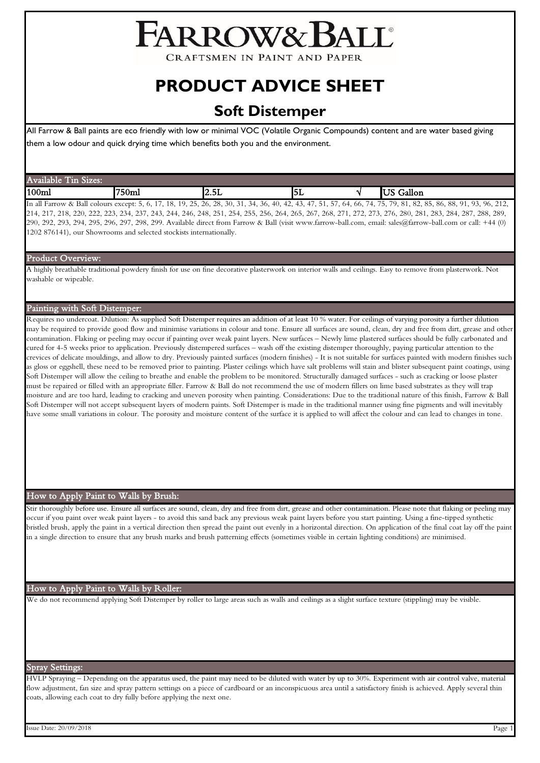# FARROW&BALL

CRAFTSMEN IN PAINT AND PAPER

# PRODUCT ADVICE SHEET

## Soft Distemper

All Farrow & Ball paints are eco friendly with low or minimal VOC (Volatile Organic Compounds) content and are water based giving them a low odour and quick drying time which benefits both you and the environment.

### Available Tin Sizes:

| 100ml | 750ml | 2.5L | 5L | √ | US Gallon |
|---|---|---|---|---|---|

In all Farrow & Ball colours except: 5, 6, 17, 18, 19, 25, 26, 28, 30, 31, 34, 36, 40, 42, 43, 47, 51, 57, 64, 66, 74, 75, 79, 81, 82, 85, 86, 88, 91, 93, 96, 212, 214, 217, 218, 220, 222, 223, 234, 237, 243, 244, 246, 248, 251, 254, 255, 256, 264, 265, 267, 268, 271, 272, 273, 276, 280, 281, 283, 284, 287, 288, 289, 290, 292, 293, 294, 295, 296, 297, 298, 299. Available direct from Farrow & Ball (visit www.farrow-ball.com, email: sales@farrow-ball.com or call: +44 (0) 1202 876141), our Showrooms and selected stockists internationally.

### Product Overview:

A highly breathable traditional powdery finish for use on fine decorative plasterwork on interior walls and ceilings. Easy to remove from plasterwork. Not washable or wipeable.

### Painting with Soft Distemper:

Requires no undercoat. Dilution: As supplied Soft Distemper requires an addition of at least 10 % water. For ceilings of varying porosity a further dilution may be required to provide good flow and minimise variations in colour and tone. Ensure all surfaces are sound, clean, dry and free from dirt, grease and other contamination. Flaking or peeling may occur if painting over weak paint layers. New surfaces – Newly lime plastered surfaces should be fully carbonated and cured for 4-5 weeks prior to application. Previously distempered surfaces – wash off the existing distemper thoroughly, paying particular attention to the crevices of delicate mouldings, and allow to dry. Previously painted surfaces (modern finishes) - It is not suitable for surfaces painted with modern finishes such as gloss or eggshell, these need to be removed prior to painting. Plaster ceilings which have salt problems will stain and blister subsequent paint coatings, using Soft Distemper will allow the ceiling to breathe and enable the problem to be monitored. Structurally damaged surfaces - such as cracking or loose plaster must be repaired or filled with an appropriate filler. Farrow & Ball do not recommend the use of modern fillers on lime based substrates as they will trap moisture and are too hard, leading to cracking and uneven porosity when painting. Considerations: Due to the traditional nature of this finish, Farrow & Ball Soft Distemper will not accept subsequent layers of modern paints. Soft Distemper is made in the traditional manner using fine pigments and will inevitably have some small variations in colour. The porosity and moisture content of the surface it is applied to will affect the colour and can lead to changes in tone.

### How to Apply Paint to Walls by Brush:

Stir thoroughly before use. Ensure all surfaces are sound, clean, dry and free from dirt, grease and other contamination. Please note that flaking or peeling may occur if you paint over weak paint layers - to avoid this sand back any previous weak paint layers before you start painting. Using a fine-tipped synthetic bristled brush, apply the paint in a vertical direction then spread the paint out evenly in a horizontal direction. On application of the final coat lay off the paint in a single direction to ensure that any brush marks and brush patterning effects (sometimes visible in certain lighting conditions) are minimised.

### How to Apply Paint to Walls by Roller:

We do not recommend applying Soft Distemper by roller to large areas such as walls and ceilings as a slight surface texture (stippling) may be visible.

### Spray Settings:

HVLP Spraying – Depending on the apparatus used, the paint may need to be diluted with water by up to 30%. Experiment with air control valve, material flow adjustment, fan size and spray pattern settings on a piece of cardboard or an inconspicuous area until a satisfactory finish is achieved. Apply several thin coats, allowing each coat to dry fully before applying the next one.

Issue Date: 20/09/2018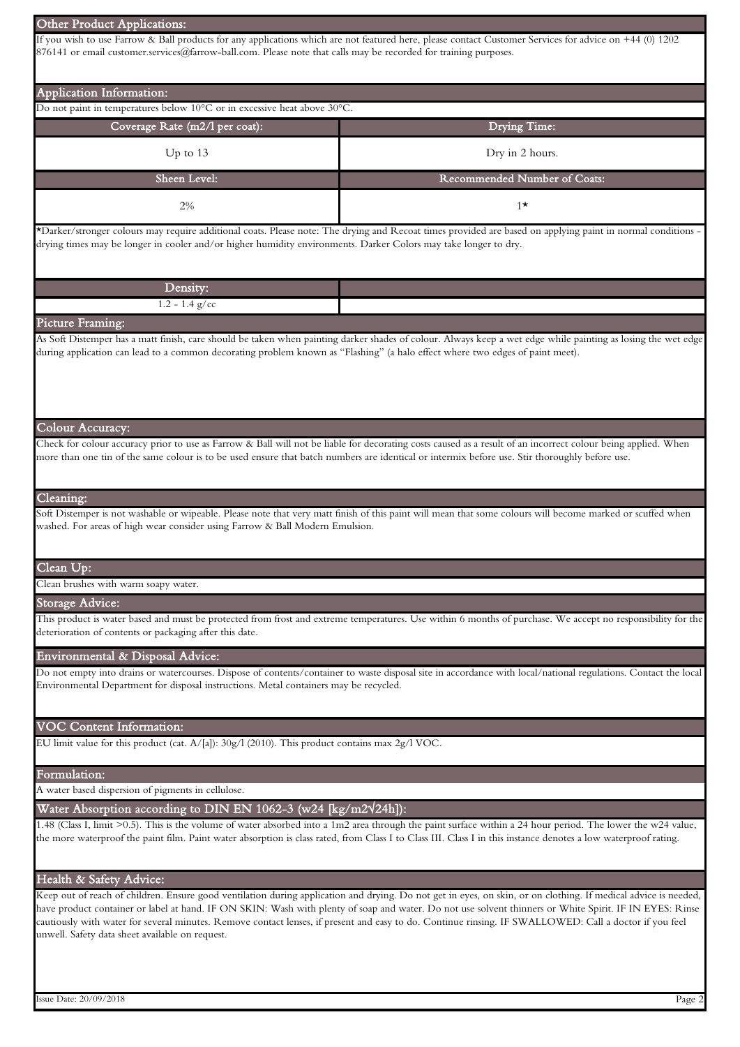## Other Product Applications:

If you wish to use Farrow & Ball products for any applications which are not featured here, please contact Customer Services for advice on +44 (0) 1202 876141 or email customer.services@farrow-ball.com. Please note that calls may be recorded for training purposes.

## Application Information:

Do not paint in temperatures below 10°C or in excessive heat above 30°C.

| Coverage Rate (m2/l per coat): | Drying Time: |
| --- | --- |
| Up to 13 | Dry in 2 hours. |
| **Sheen Level:** | **Recommended Number of Coats:** |
| 2% | 1* |

*Darker/stronger colours may require additional coats. Please note: The drying and Recoat times provided are based on applying paint in normal conditions - drying times may be longer in cooler and/or higher humidity environments. Darker Colors may take longer to dry.

| Density: | |
| --- | --- |
| 1.2 - 1.4 g/cc | |

## Picture Framing:

As Soft Distemper has a matt finish, care should be taken when painting darker shades of colour. Always keep a wet edge while painting as losing the wet edge during application can lead to a common decorating problem known as "Flashing" (a halo effect where two edges of paint meet).

## Colour Accuracy:

Check for colour accuracy prior to use as Farrow & Ball will not be liable for decorating costs caused as a result of an incorrect colour being applied. When more than one tin of the same colour is to be used ensure that batch numbers are identical or intermix before use. Stir thoroughly before use.

## Cleaning:

Soft Distemper is not washable or wipeable. Please note that very matt finish of this paint will mean that some colours will become marked or scuffed when washed. For areas of high wear consider using Farrow & Ball Modern Emulsion.

## Clean Up:

Clean brushes with warm soapy water.

## Storage Advice:

This product is water based and must be protected from frost and extreme temperatures. Use within 6 months of purchase. We accept no responsibility for the deterioration of contents or packaging after this date.

## Environmental & Disposal Advice:

Do not empty into drains or watercourses. Dispose of contents/container to waste disposal site in accordance with local/national regulations. Contact the local Environmental Department for disposal instructions. Metal containers may be recycled.

## VOC Content Information:

EU limit value for this product (cat. A/[a]): 30g/l (2010). This product contains max 2g/l VOC.

## Formulation:

A water based dispersion of pigments in cellulose.

## Water Absorption according to DIN EN 1062-3 (w24 [kg/m2√24h]):

1.48 (Class I, limit >0.5). This is the volume of water absorbed into a 1m2 area through the paint surface within a 24 hour period. The lower the w24 value, the more waterproof the paint film. Paint water absorption is class rated, from Class I to Class III. Class I in this instance denotes a low waterproof rating.

## Health & Safety Advice:

Keep out of reach of children. Ensure good ventilation during application and drying. Do not get in eyes, on skin, or on clothing. If medical advice is needed, have product container or label at hand. IF ON SKIN: Wash with plenty of soap and water. Do not use solvent thinners or White Spirit. IF IN EYES: Rinse cautiously with water for several minutes. Remove contact lenses, if present and easy to do. Continue rinsing. IF SWALLOWED: Call a doctor if you feel unwell. Safety data sheet available on request.

Issue Date: 20/09/2018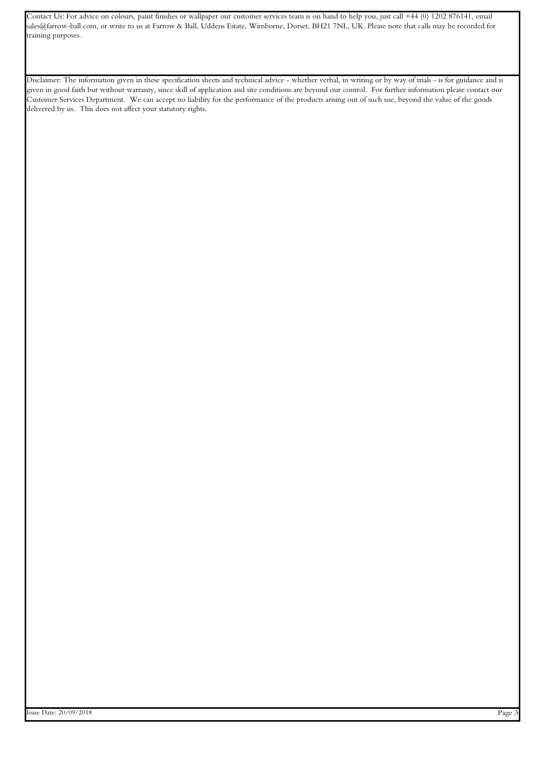Contact Us: For advice on colours, paint finishes or wallpaper our customer services team is on hand to help you, just call +44 (0) 1202 876141, email sales@farrow-ball.com, or write to us at Farrow & Ball, Uddens Estate, Wimborne, Dorset, BH21 7NL, UK. Please note that calls may be recorded for training purposes.

Disclaimer: The information given in these specification sheets and technical advice - whether verbal, in writing or by way of trials - is for guidance and is given in good faith but without warranty, since skill of application and site conditions are beyond our control. For further information please contact our Customer Services Department. We can accept no liability for the performance of the products arising out of such use, beyond the value of the goods delivered by us. This does not affect your statutory rights.

Issue Date: 20/09/2018